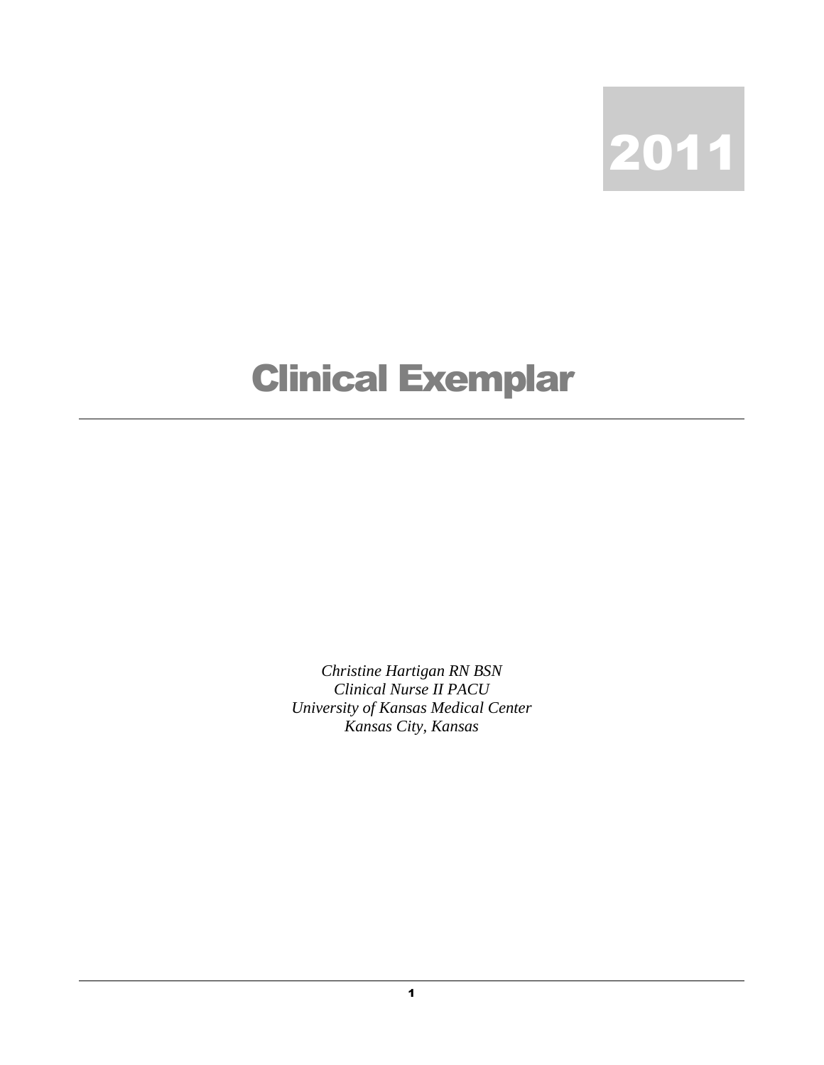2011

# Clinical Exemplar

---

*Christine Hartigan RN BSN*
*Clinical Nurse II PACU*
*University of Kansas Medical Center*
*Kansas City, Kansas*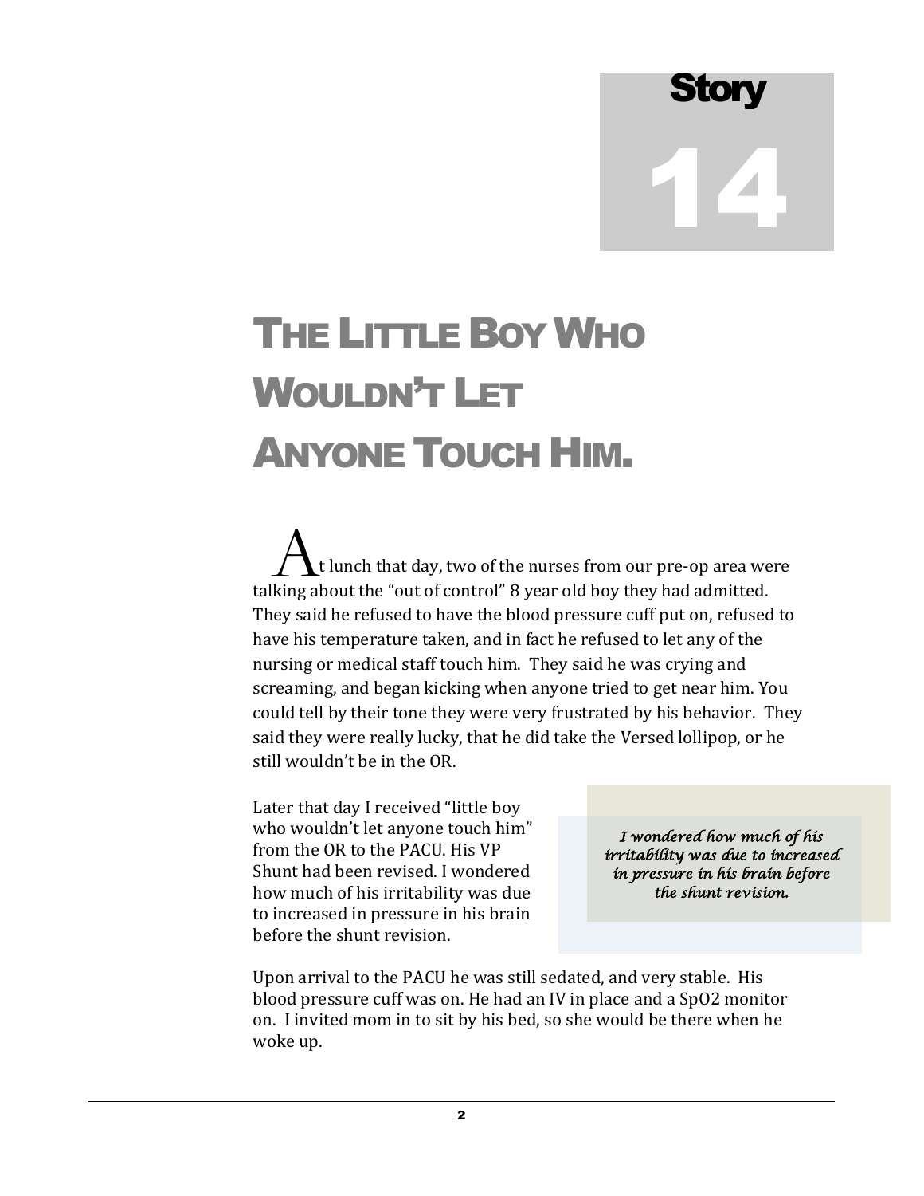# Story 14

# The Little Boy Who Wouldn't Let Anyone Touch Him.

At lunch that day, two of the nurses from our pre-op area were talking about the "out of control" 8 year old boy they had admitted. They said he refused to have the blood pressure cuff put on, refused to have his temperature taken, and in fact he refused to let any of the nursing or medical staff touch him. They said he was crying and screaming, and began kicking when anyone tried to get near him. You could tell by their tone they were very frustrated by his behavior. They said they were really lucky, that he did take the Versed lollipop, or he still wouldn't be in the OR.

Later that day I received "little boy who wouldn't let anyone touch him" from the OR to the PACU. His VP Shunt had been revised. I wondered how much of his irritability was due to increased in pressure in his brain before the shunt revision.

> *I wondered how much of his irritability was due to increased in pressure in his brain before the shunt revision.*

Upon arrival to the PACU he was still sedated, and very stable. His blood pressure cuff was on. He had an IV in place and a SpO2 monitor on. I invited mom in to sit by his bed, so she would be there when he woke up.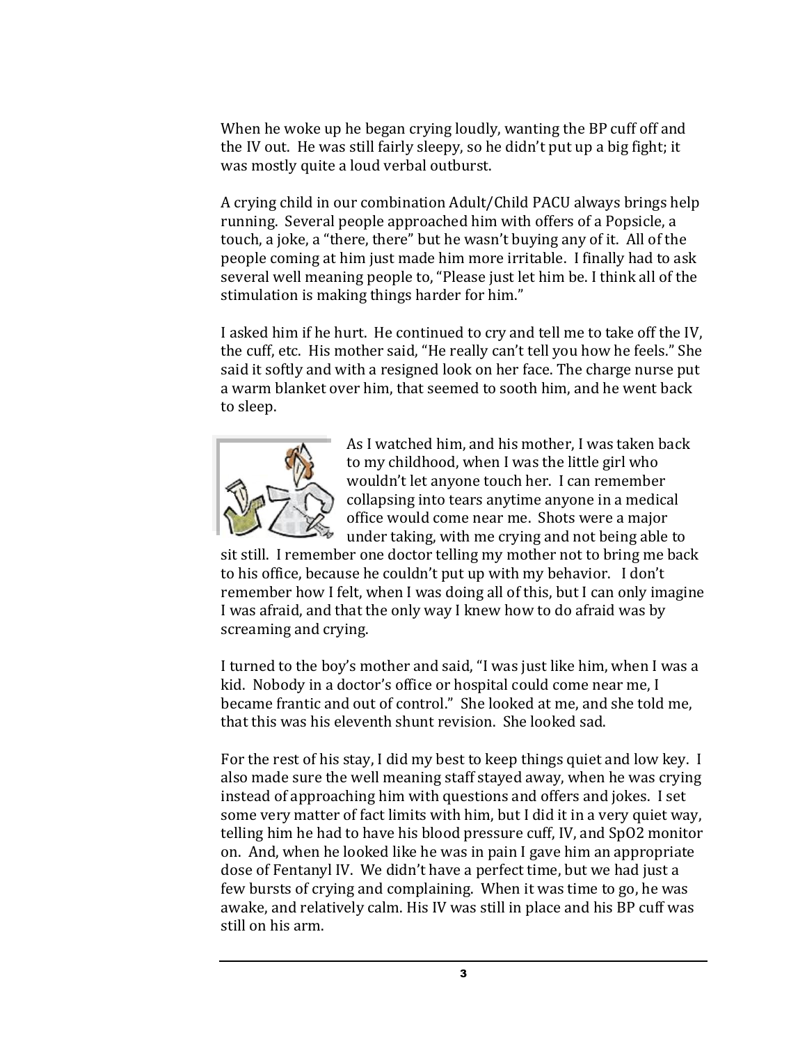When he woke up he began crying loudly, wanting the BP cuff off and the IV out. He was still fairly sleepy, so he didn't put up a big fight; it was mostly quite a loud verbal outburst.

A crying child in our combination Adult/Child PACU always brings help running. Several people approached him with offers of a Popsicle, a touch, a joke, a "there, there" but he wasn't buying any of it. All of the people coming at him just made him more irritable. I finally had to ask several well meaning people to, "Please just let him be. I think all of the stimulation is making things harder for him."

I asked him if he hurt. He continued to cry and tell me to take off the IV, the cuff, etc. His mother said, "He really can't tell you how he feels." She said it softly and with a resigned look on her face. The charge nurse put a warm blanket over him, that seemed to sooth him, and he went back to sleep.

As I watched him, and his mother, I was taken back to my childhood, when I was the little girl who wouldn't let anyone touch her. I can remember collapsing into tears anytime anyone in a medical office would come near me. Shots were a major under taking, with me crying and not being able to sit still. I remember one doctor telling my mother not to bring me back to his office, because he couldn't put up with my behavior. I don't remember how I felt, when I was doing all of this, but I can only imagine I was afraid, and that the only way I knew how to do afraid was by screaming and crying.

I turned to the boy's mother and said, "I was just like him, when I was a kid. Nobody in a doctor's office or hospital could come near me, I became frantic and out of control." She looked at me, and she told me, that this was his eleventh shunt revision. She looked sad.

For the rest of his stay, I did my best to keep things quiet and low key. I also made sure the well meaning staff stayed away, when he was crying instead of approaching him with questions and offers and jokes. I set some very matter of fact limits with him, but I did it in a very quiet way, telling him he had to have his blood pressure cuff, IV, and $SpO_2$ monitor on. And, when he looked like he was in pain I gave him an appropriate dose of Fentanyl IV. We didn't have a perfect time, but we had just a few bursts of crying and complaining. When it was time to go, he was awake, and relatively calm. His IV was still in place and his BP cuff was still on his arm.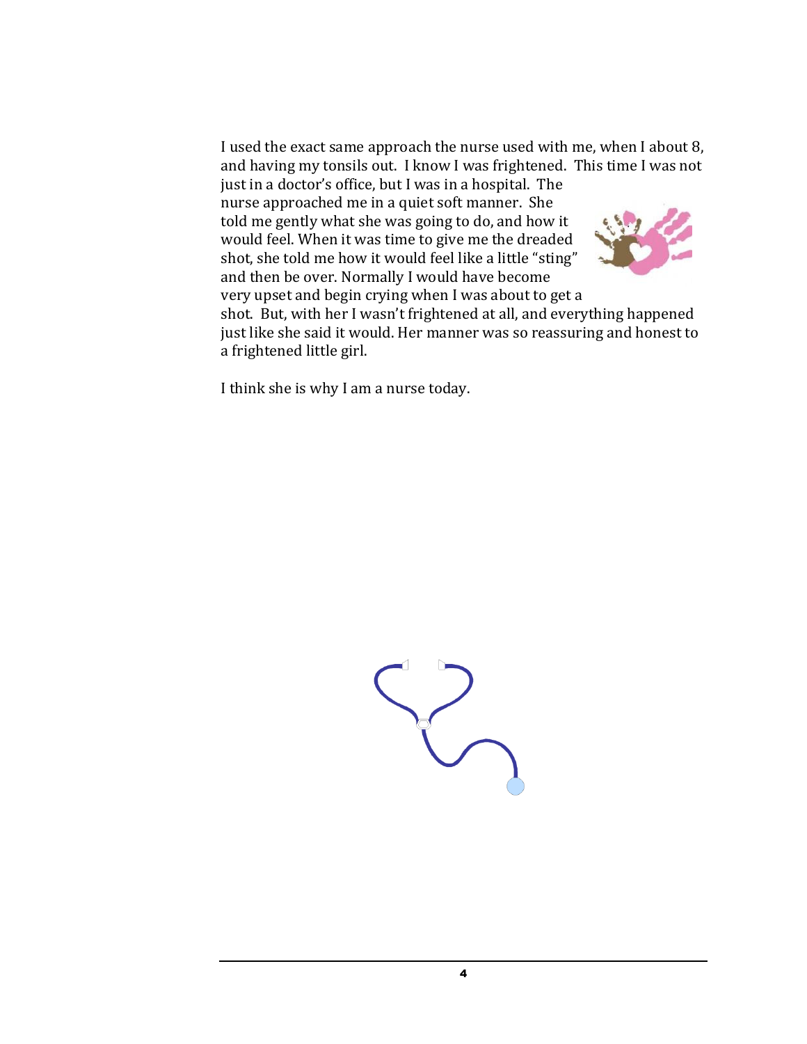I used the exact same approach the nurse used with me, when I about 8, and having my tonsils out. I know I was frightened. This time I was not just in a doctor's office, but I was in a hospital. The nurse approached me in a quiet soft manner. She told me gently what she was going to do, and how it would feel. When it was time to give me the dreaded shot, she told me how it would feel like a little "sting" and then be over. Normally I would have become very upset and begin crying when I was about to get a shot. But, with her I wasn't frightened at all, and everything happened just like she said it would. Her manner was so reassuring and honest to a frightened little girl.

I think she is why I am a nurse today.